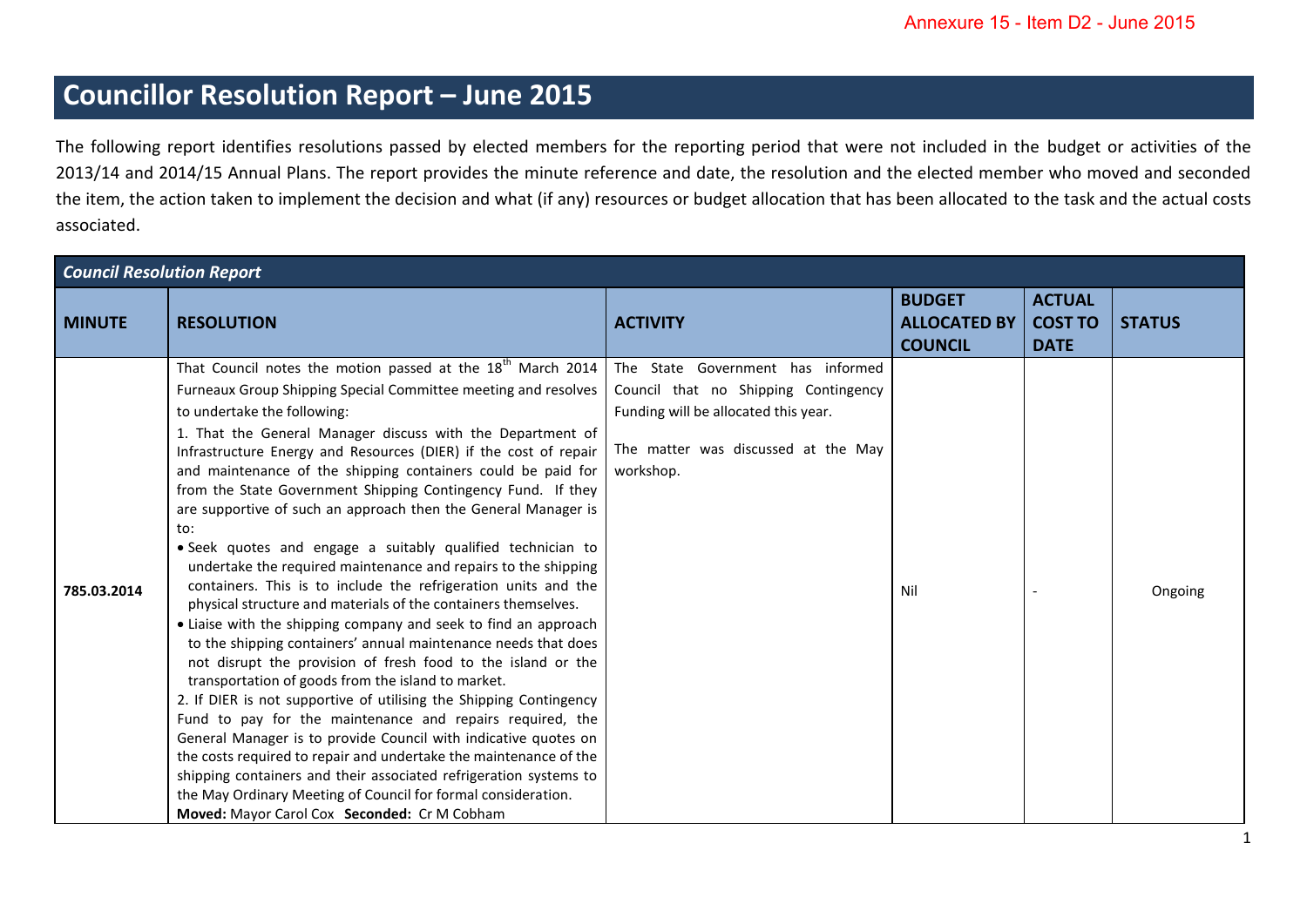Annexure 15 - Item D2 - June 2015

# Councillor Resolution Report – June 2015

The following report identifies resolutions passed by elected members for the reporting period that were not included in the budget or activities of the 2013/14 and 2014/15 Annual Plans. The report provides the minute reference and date, the resolution and the elected member who moved and seconded the item, the action taken to implement the decision and what (if any) resources or budget allocation that has been allocated to the task and the actual costs associated.

| *Council Resolution Report* | | | | | |
|---|---|---|---|---|---|
| **MINUTE** | **RESOLUTION** | **ACTIVITY** | **BUDGET ALLOCATED BY COUNCIL** | **ACTUAL COST TO DATE** | **STATUS** |
| 785.03.2014 | That Council notes the motion passed at the 18th March 2014 Furneaux Group Shipping Special Committee meeting and resolves to undertake the following:<br>1. That the General Manager discuss with the Department of Infrastructure Energy and Resources (DIER) if the cost of repair and maintenance of the shipping containers could be paid for from the State Government Shipping Contingency Fund. If they are supportive of such an approach then the General Manager is to:<br>• Seek quotes and engage a suitably qualified technician to undertake the required maintenance and repairs to the shipping containers. This is to include the refrigeration units and the physical structure and materials of the containers themselves.<br>• Liaise with the shipping company and seek to find an approach to the shipping containers' annual maintenance needs that does not disrupt the provision of fresh food to the island or the transportation of goods from the island to market.<br>2. If DIER is not supportive of utilising the Shipping Contingency Fund to pay for the maintenance and repairs required, the General Manager is to provide Council with indicative quotes on the costs required to repair and undertake the maintenance of the shipping containers and their associated refrigeration systems to the May Ordinary Meeting of Council for formal consideration.<br>**Moved:** Mayor Carol Cox **Seconded:** Cr M Cobham | The State Government has informed Council that no Shipping Contingency Funding will be allocated this year.<br><br>The matter was discussed at the May workshop. | Nil | - | Ongoing |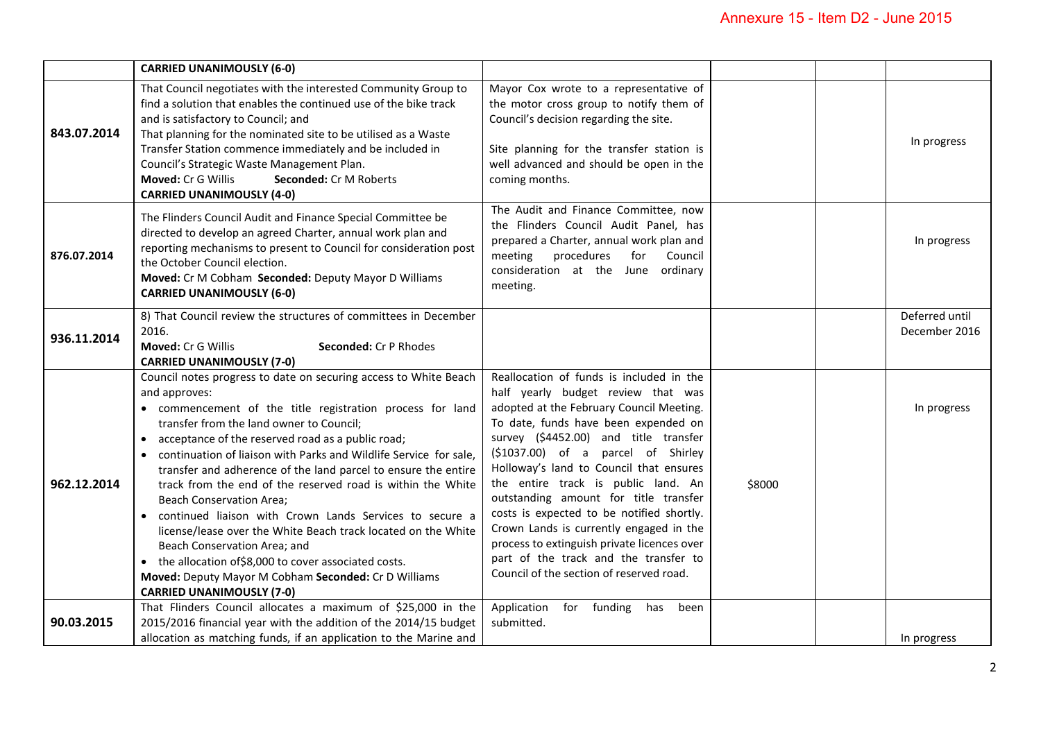| | | | | | |
|---|---|---|---|---|---|
| | **CARRIED UNANIMOUSLY (6-0)** | | | | |
| **843.07.2014** | That Council negotiates with the interested Community Group to find a solution that enables the continued use of the bike track and is satisfactory to Council; and<br>That planning for the nominated site to be utilised as a Waste Transfer Station commence immediately and be included in Council's Strategic Waste Management Plan.<br>**Moved:** Cr G Willis **Seconded:** Cr M Roberts<br>**CARRIED UNANIMOUSLY (4-0)** | Mayor Cox wrote to a representative of the motor cross group to notify them of Council's decision regarding the site.<br><br>Site planning for the transfer station is well advanced and should be open in the coming months. | | | In progress |
| **876.07.2014** | The Flinders Council Audit and Finance Special Committee be directed to develop an agreed Charter, annual work plan and reporting mechanisms to present to Council for consideration post the October Council election.<br>**Moved:** Cr M Cobham **Seconded:** Deputy Mayor D Williams<br>**CARRIED UNANIMOUSLY (6-0)** | The Audit and Finance Committee, now the Flinders Council Audit Panel, has prepared a Charter, annual work plan and meeting procedures for Council consideration at the June ordinary meeting. | | | In progress |
| **936.11.2014** | 8) That Council review the structures of committees in December 2016.<br>**Moved:** Cr G Willis **Seconded:** Cr P Rhodes<br>**CARRIED UNANIMOUSLY (7-0)** | | | | Deferred until December 2016 |
| **962.12.2014** | Council notes progress to date on securing access to White Beach and approves:<br>• commencement of the title registration process for land transfer from the land owner to Council;<br>• acceptance of the reserved road as a public road;<br>• continuation of liaison with Parks and Wildlife Service for sale, transfer and adherence of the land parcel to ensure the entire track from the end of the reserved road is within the White Beach Conservation Area;<br>• continued liaison with Crown Lands Services to secure a license/lease over the White Beach track located on the White Beach Conservation Area; and<br>• the allocation of$8,000 to cover associated costs.<br>**Moved:** Deputy Mayor M Cobham **Seconded:** Cr D Williams<br>**CARRIED UNANIMOUSLY (7-0)** | Reallocation of funds is included in the half yearly budget review that was adopted at the February Council Meeting. To date, funds have been expended on survey ($4452.00) and title transfer ($1037.00) of a parcel of Shirley Holloway's land to Council that ensures the entire track is public land. An outstanding amount for title transfer costs is expected to be notified shortly. Crown Lands is currently engaged in the process to extinguish private licences over part of the track and the transfer to Council of the section of reserved road. | $8000 | | In progress |
| **90.03.2015** | That Flinders Council allocates a maximum of $25,000 in the 2015/2016 financial year with the addition of the 2014/15 budget allocation as matching funds, if an application to the Marine and | Application for funding has been submitted. | | | In progress |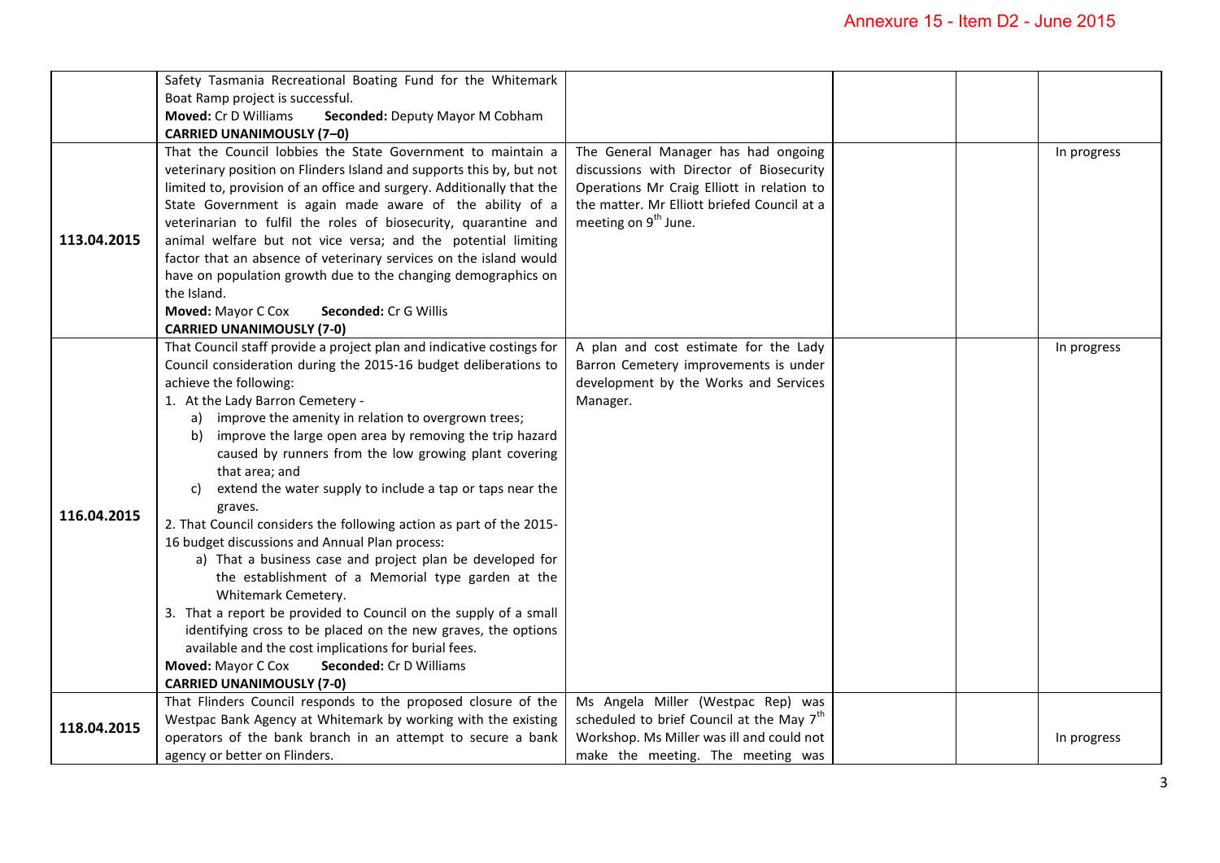| | | | | | |
|---|---|---|---|---|---|
| | Safety Tasmania Recreational Boating Fund for the Whitemark Boat Ramp project is successful.<br>**Moved:** Cr D Williams **Seconded:** Deputy Mayor M Cobham<br>**CARRIED UNANIMOUSLY (7–0)** | | | | |
| **113.04.2015** | That the Council lobbies the State Government to maintain a veterinary position on Flinders Island and supports this by, but not limited to, provision of an office and surgery. Additionally that the State Government is again made aware of the ability of a veterinarian to fulfil the roles of biosecurity, quarantine and animal welfare but not vice versa; and the potential limiting factor that an absence of veterinary services on the island would have on population growth due to the changing demographics on the Island.<br>**Moved:** Mayor C Cox **Seconded:** Cr G Willis<br>**CARRIED UNANIMOUSLY (7-0)** | The General Manager has had ongoing discussions with Director of Biosecurity Operations Mr Craig Elliott in relation to the matter. Mr Elliott briefed Council at a meeting on 9th June. | | | In progress |
| **116.04.2015** | That Council staff provide a project plan and indicative costings for Council consideration during the 2015-16 budget deliberations to achieve the following:<br>1. At the Lady Barron Cemetery -<br>a) improve the amenity in relation to overgrown trees;<br>b) improve the large open area by removing the trip hazard caused by runners from the low growing plant covering that area; and<br>c) extend the water supply to include a tap or taps near the graves.<br>2. That Council considers the following action as part of the 2015-16 budget discussions and Annual Plan process:<br>a) That a business case and project plan be developed for the establishment of a Memorial type garden at the Whitemark Cemetery.<br>3. That a report be provided to Council on the supply of a small identifying cross to be placed on the new graves, the options available and the cost implications for burial fees.<br>**Moved:** Mayor C Cox **Seconded:** Cr D Williams<br>**CARRIED UNANIMOUSLY (7-0)** | A plan and cost estimate for the Lady Barron Cemetery improvements is under development by the Works and Services Manager. | | | In progress |
| **118.04.2015** | That Flinders Council responds to the proposed closure of the Westpac Bank Agency at Whitemark by working with the existing operators of the bank branch in an attempt to secure a bank agency or better on Flinders. | Ms Angela Miller (Westpac Rep) was scheduled to brief Council at the May 7th Workshop. Ms Miller was ill and could not make the meeting. The meeting was | | | In progress |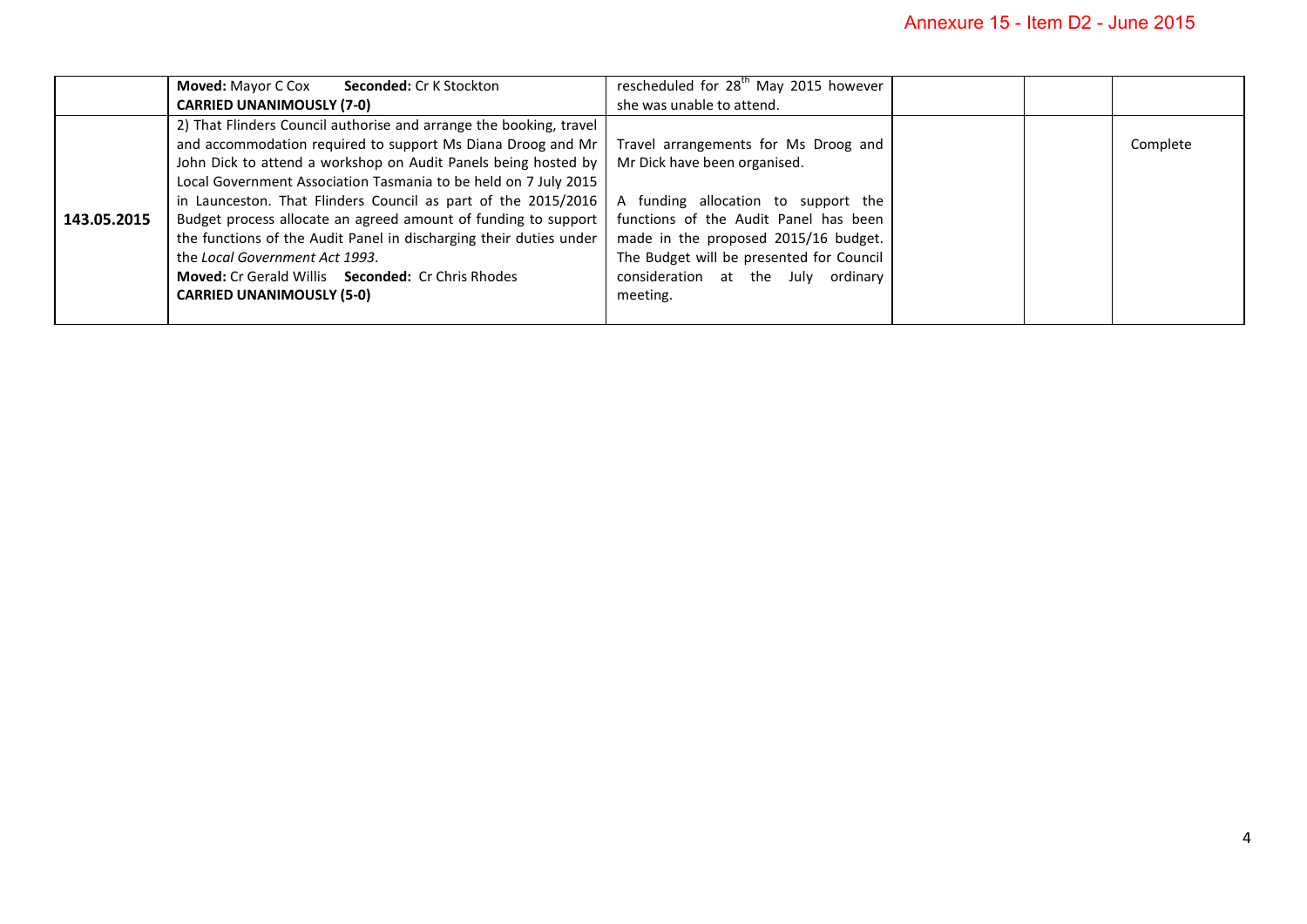| | | | | | |
|---|---|---|---|---|---|
| | **Moved:** Mayor C Cox **Seconded:** Cr K Stockton<br>**CARRIED UNANIMOUSLY (7-0)** | rescheduled for 28th May 2015 however she was unable to attend. | | | |
| **143.05.2015** | 2) That Flinders Council authorise and arrange the booking, travel and accommodation required to support Ms Diana Droog and Mr John Dick to attend a workshop on Audit Panels being hosted by Local Government Association Tasmania to be held on 7 July 2015 in Launceston. That Flinders Council as part of the 2015/2016 Budget process allocate an agreed amount of funding to support the functions of the Audit Panel in discharging their duties under the *Local Government Act 1993*.<br>**Moved:** Cr Gerald Willis **Seconded:** Cr Chris Rhodes<br>**CARRIED UNANIMOUSLY (5-0)** | Travel arrangements for Ms Droog and Mr Dick have been organised.<br><br>A funding allocation to support the functions of the Audit Panel has been made in the proposed 2015/16 budget. The Budget will be presented for Council consideration at the July ordinary meeting. | | | Complete |